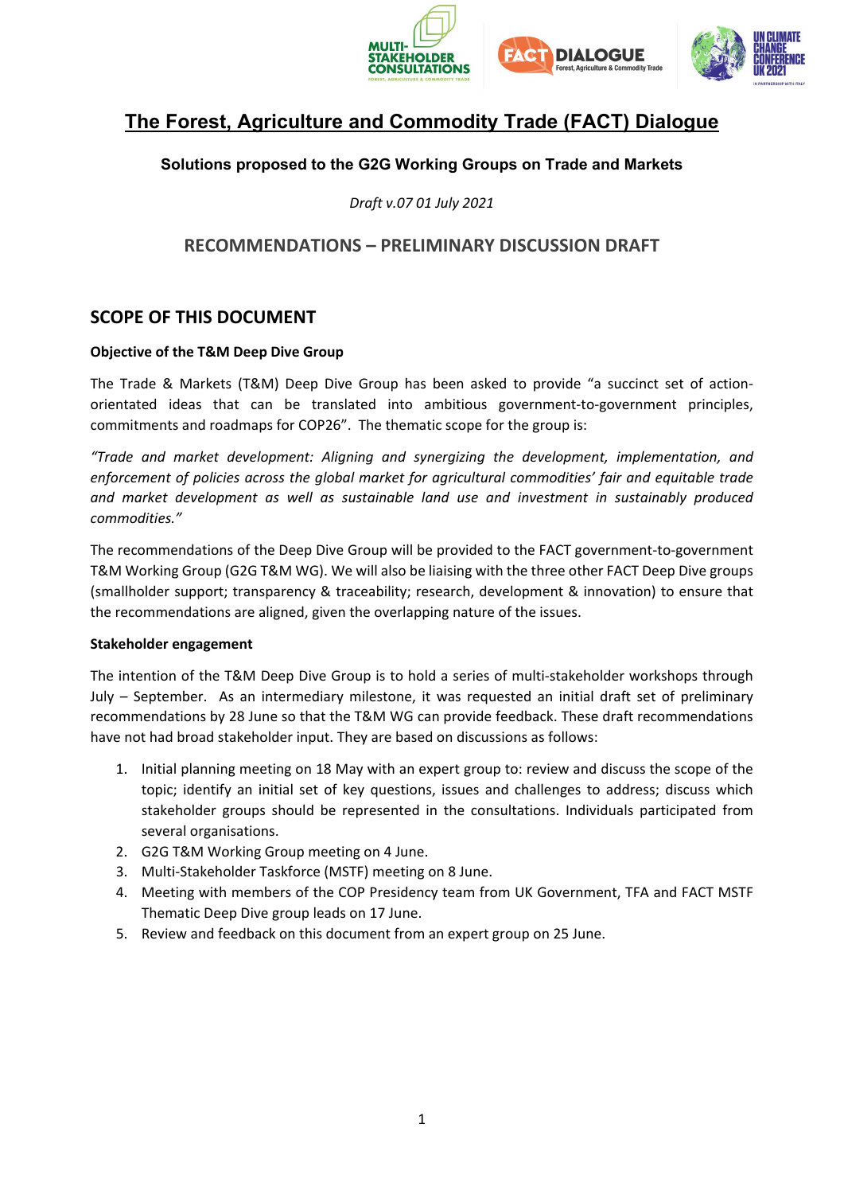# The Forest, Agriculture and Commodity Trade (FACT) Dialogue

**Solutions proposed to the G2G Working Groups on Trade and Markets**

*Draft v.07 01 July 2021*

## RECOMMENDATIONS – PRELIMINARY DISCUSSION DRAFT

## SCOPE OF THIS DOCUMENT

**Objective of the T&M Deep Dive Group**

The Trade & Markets (T&M) Deep Dive Group has been asked to provide "a succinct set of action-orientated ideas that can be translated into ambitious government-to-government principles, commitments and roadmaps for COP26". The thematic scope for the group is:

*"Trade and market development: Aligning and synergizing the development, implementation, and enforcement of policies across the global market for agricultural commodities' fair and equitable trade and market development as well as sustainable land use and investment in sustainably produced commodities."*

The recommendations of the Deep Dive Group will be provided to the FACT government-to-government T&M Working Group (G2G T&M WG). We will also be liaising with the three other FACT Deep Dive groups (smallholder support; transparency & traceability; research, development & innovation) to ensure that the recommendations are aligned, given the overlapping nature of the issues.

**Stakeholder engagement**

The intention of the T&M Deep Dive Group is to hold a series of multi-stakeholder workshops through July – September. As an intermediary milestone, it was requested an initial draft set of preliminary recommendations by 28 June so that the T&M WG can provide feedback. These draft recommendations have not had broad stakeholder input. They are based on discussions as follows:

1. Initial planning meeting on 18 May with an expert group to: review and discuss the scope of the topic; identify an initial set of key questions, issues and challenges to address; discuss which stakeholder groups should be represented in the consultations. Individuals participated from several organisations.
2. G2G T&M Working Group meeting on 4 June.
3. Multi-Stakeholder Taskforce (MSTF) meeting on 8 June.
4. Meeting with members of the COP Presidency team from UK Government, TFA and FACT MSTF Thematic Deep Dive group leads on 17 June.
5. Review and feedback on this document from an expert group on 25 June.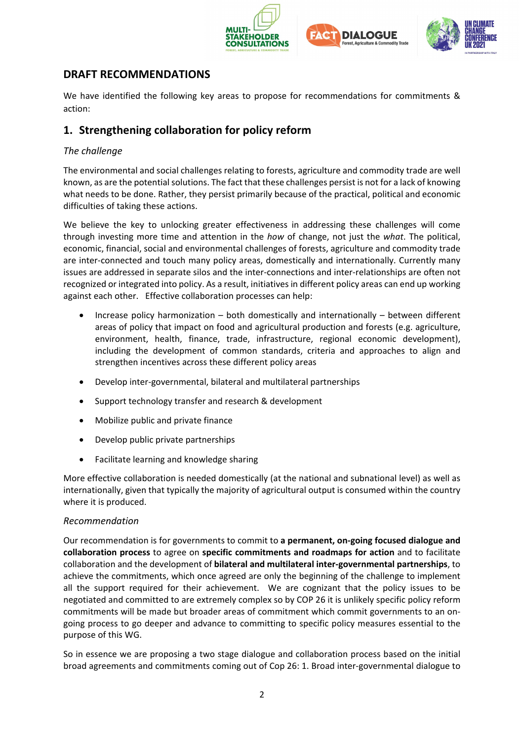## DRAFT RECOMMENDATIONS

We have identified the following key areas to propose for recommendations for commitments & action:

### 1. Strengthening collaboration for policy reform

*The challenge*

The environmental and social challenges relating to forests, agriculture and commodity trade are well known, as are the potential solutions. The fact that these challenges persist is not for a lack of knowing what needs to be done. Rather, they persist primarily because of the practical, political and economic difficulties of taking these actions.

We believe the key to unlocking greater effectiveness in addressing these challenges will come through investing more time and attention in the *how* of change, not just the *what*. The political, economic, financial, social and environmental challenges of forests, agriculture and commodity trade are inter-connected and touch many policy areas, domestically and internationally. Currently many issues are addressed in separate silos and the inter-connections and inter-relationships are often not recognized or integrated into policy. As a result, initiatives in different policy areas can end up working against each other. Effective collaboration processes can help:

- Increase policy harmonization – both domestically and internationally – between different areas of policy that impact on food and agricultural production and forests (e.g. agriculture, environment, health, finance, trade, infrastructure, regional economic development), including the development of common standards, criteria and approaches to align and strengthen incentives across these different policy areas
- Develop inter-governmental, bilateral and multilateral partnerships
- Support technology transfer and research & development
- Mobilize public and private finance
- Develop public private partnerships
- Facilitate learning and knowledge sharing

More effective collaboration is needed domestically (at the national and subnational level) as well as internationally, given that typically the majority of agricultural output is consumed within the country where it is produced.

*Recommendation*

Our recommendation is for governments to commit to **a permanent, on-going focused dialogue and collaboration process** to agree on **specific commitments and roadmaps for action** and to facilitate collaboration and the development of **bilateral and multilateral inter-governmental partnerships**, to achieve the commitments, which once agreed are only the beginning of the challenge to implement all the support required for their achievement. We are cognizant that the policy issues to be negotiated and committed to are extremely complex so by COP 26 it is unlikely specific policy reform commitments will be made but broader areas of commitment which commit governments to an on-going process to go deeper and advance to committing to specific policy measures essential to the purpose of this WG.

So in essence we are proposing a two stage dialogue and collaboration process based on the initial broad agreements and commitments coming out of Cop 26: 1. Broad inter-governmental dialogue to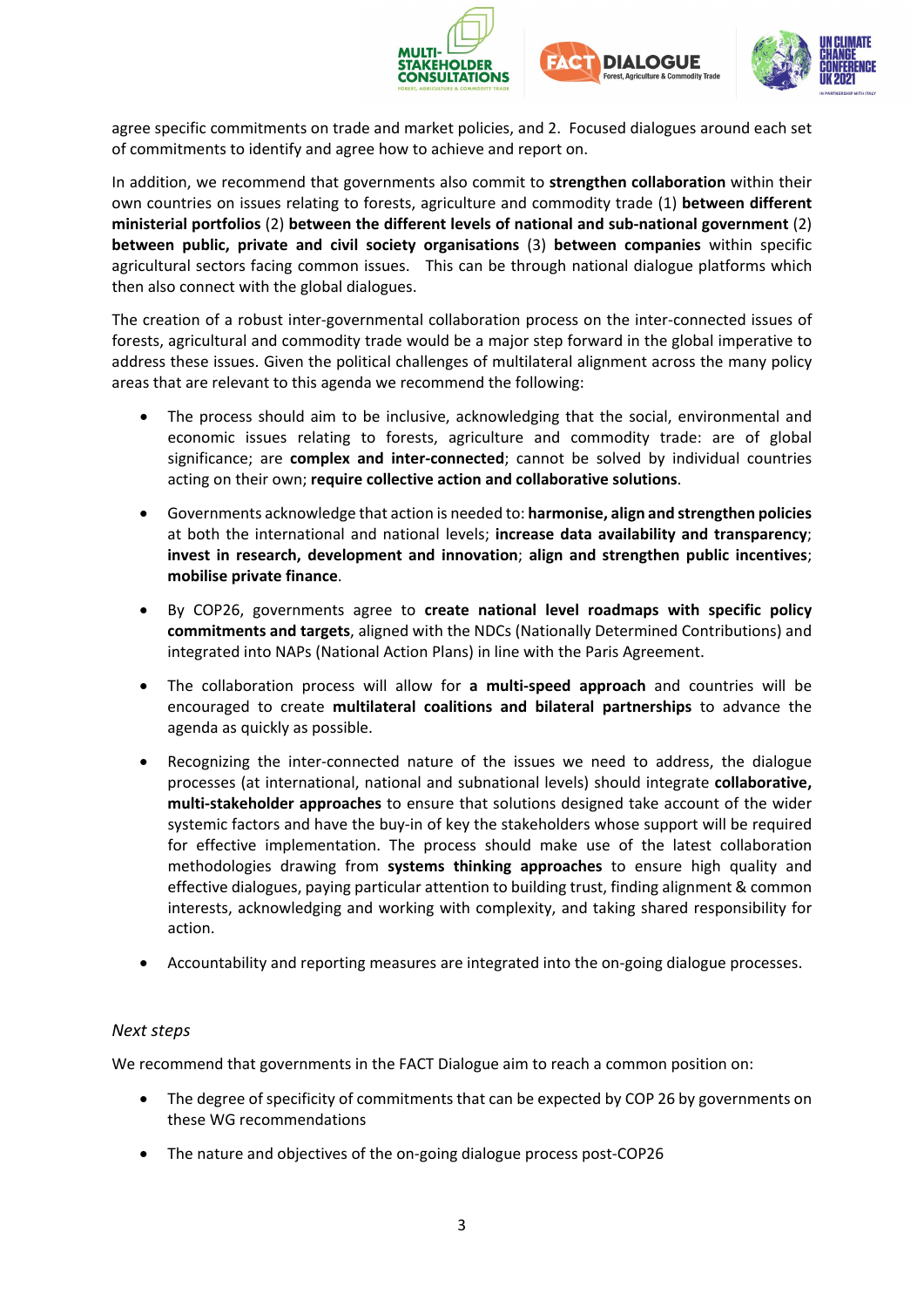agree specific commitments on trade and market policies, and 2. Focused dialogues around each set of commitments to identify and agree how to achieve and report on.

In addition, we recommend that governments also commit to **strengthen collaboration** within their own countries on issues relating to forests, agriculture and commodity trade (1) **between different ministerial portfolios** (2) **between the different levels of national and sub-national government** (2) **between public, private and civil society organisations** (3) **between companies** within specific agricultural sectors facing common issues. This can be through national dialogue platforms which then also connect with the global dialogues.

The creation of a robust inter-governmental collaboration process on the inter-connected issues of forests, agricultural and commodity trade would be a major step forward in the global imperative to address these issues. Given the political challenges of multilateral alignment across the many policy areas that are relevant to this agenda we recommend the following:

- The process should aim to be inclusive, acknowledging that the social, environmental and economic issues relating to forests, agriculture and commodity trade: are of global significance; are **complex and inter-connected**; cannot be solved by individual countries acting on their own; **require collective action and collaborative solutions**.
- Governments acknowledge that action is needed to: **harmonise, align and strengthen policies** at both the international and national levels; **increase data availability and transparency**; **invest in research, development and innovation**; **align and strengthen public incentives**; **mobilise private finance**.
- By COP26, governments agree to **create national level roadmaps with specific policy commitments and targets**, aligned with the NDCs (Nationally Determined Contributions) and integrated into NAPs (National Action Plans) in line with the Paris Agreement.
- The collaboration process will allow for **a multi-speed approach** and countries will be encouraged to create **multilateral coalitions and bilateral partnerships** to advance the agenda as quickly as possible.
- Recognizing the inter-connected nature of the issues we need to address, the dialogue processes (at international, national and subnational levels) should integrate **collaborative, multi-stakeholder approaches** to ensure that solutions designed take account of the wider systemic factors and have the buy-in of key the stakeholders whose support will be required for effective implementation. The process should make use of the latest collaboration methodologies drawing from **systems thinking approaches** to ensure high quality and effective dialogues, paying particular attention to building trust, finding alignment & common interests, acknowledging and working with complexity, and taking shared responsibility for action.
- Accountability and reporting measures are integrated into the on-going dialogue processes.

*Next steps*

We recommend that governments in the FACT Dialogue aim to reach a common position on:

- The degree of specificity of commitments that can be expected by COP 26 by governments on these WG recommendations
- The nature and objectives of the on-going dialogue process post-COP26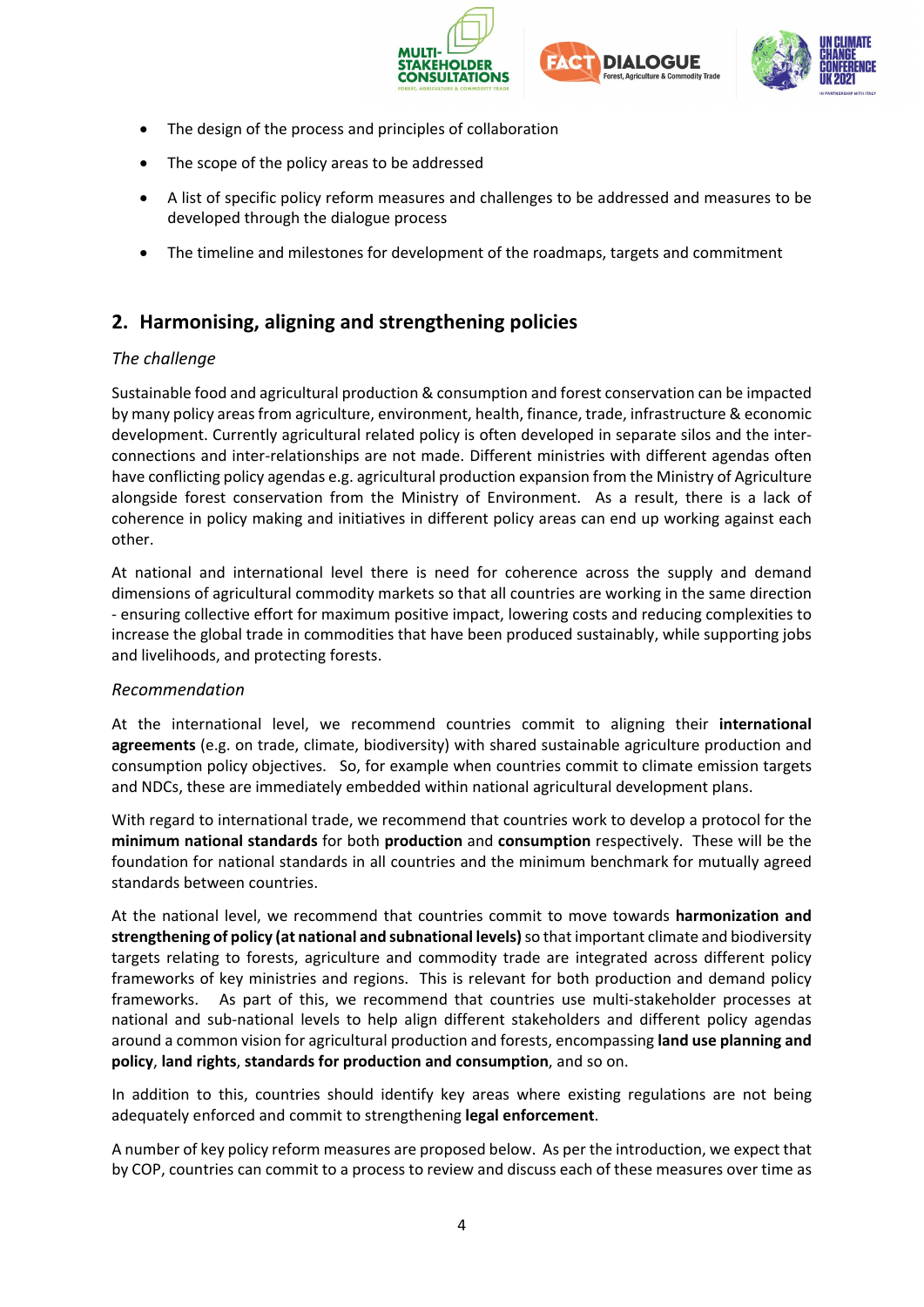- The design of the process and principles of collaboration
- The scope of the policy areas to be addressed
- A list of specific policy reform measures and challenges to be addressed and measures to be developed through the dialogue process
- The timeline and milestones for development of the roadmaps, targets and commitment

## 2. Harmonising, aligning and strengthening policies

*The challenge*

Sustainable food and agricultural production & consumption and forest conservation can be impacted by many policy areas from agriculture, environment, health, finance, trade, infrastructure & economic development. Currently agricultural related policy is often developed in separate silos and the inter-connections and inter-relationships are not made. Different ministries with different agendas often have conflicting policy agendas e.g. agricultural production expansion from the Ministry of Agriculture alongside forest conservation from the Ministry of Environment. As a result, there is a lack of coherence in policy making and initiatives in different policy areas can end up working against each other.

At national and international level there is need for coherence across the supply and demand dimensions of agricultural commodity markets so that all countries are working in the same direction - ensuring collective effort for maximum positive impact, lowering costs and reducing complexities to increase the global trade in commodities that have been produced sustainably, while supporting jobs and livelihoods, and protecting forests.

*Recommendation*

At the international level, we recommend countries commit to aligning their **international agreements** (e.g. on trade, climate, biodiversity) with shared sustainable agriculture production and consumption policy objectives. So, for example when countries commit to climate emission targets and NDCs, these are immediately embedded within national agricultural development plans.

With regard to international trade, we recommend that countries work to develop a protocol for the **minimum national standards** for both **production** and **consumption** respectively. These will be the foundation for national standards in all countries and the minimum benchmark for mutually agreed standards between countries.

At the national level, we recommend that countries commit to move towards **harmonization and strengthening of policy (at national and subnational levels)** so that important climate and biodiversity targets relating to forests, agriculture and commodity trade are integrated across different policy frameworks of key ministries and regions. This is relevant for both production and demand policy frameworks. As part of this, we recommend that countries use multi-stakeholder processes at national and sub-national levels to help align different stakeholders and different policy agendas around a common vision for agricultural production and forests, encompassing **land use planning and policy**, **land rights**, **standards for production and consumption**, and so on.

In addition to this, countries should identify key areas where existing regulations are not being adequately enforced and commit to strengthening **legal enforcement**.

A number of key policy reform measures are proposed below. As per the introduction, we expect that by COP, countries can commit to a process to review and discuss each of these measures over time as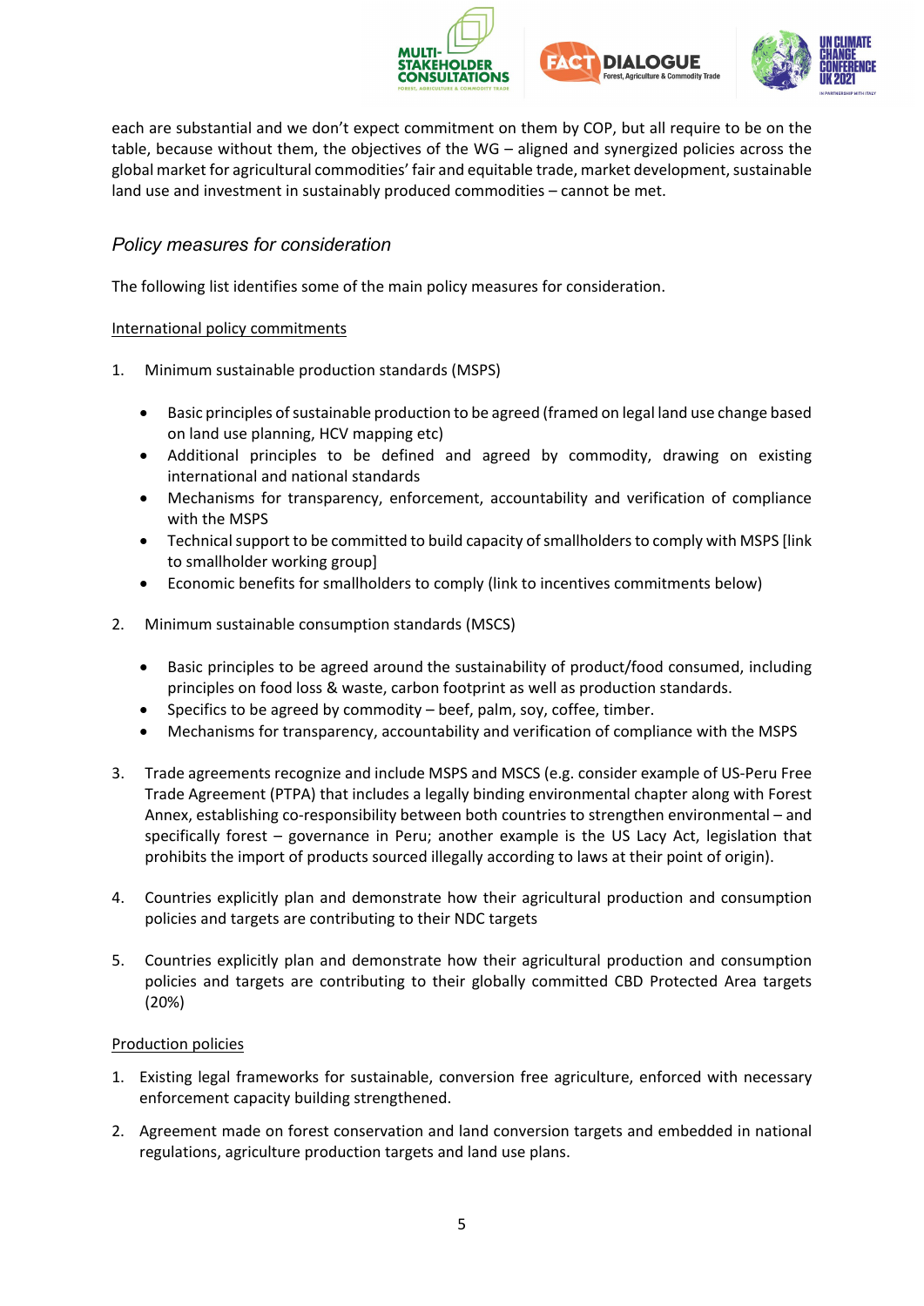each are substantial and we don't expect commitment on them by COP, but all require to be on the table, because without them, the objectives of the WG – aligned and synergized policies across the global market for agricultural commodities' fair and equitable trade, market development, sustainable land use and investment in sustainably produced commodities – cannot be met.

### *Policy measures for consideration*

The following list identifies some of the main policy measures for consideration.

<u>International policy commitments</u>

1. Minimum sustainable production standards (MSPS)

    - Basic principles of sustainable production to be agreed (framed on legal land use change based on land use planning, HCV mapping etc)
    - Additional principles to be defined and agreed by commodity, drawing on existing international and national standards
    - Mechanisms for transparency, enforcement, accountability and verification of compliance with the MSPS
    - Technical support to be committed to build capacity of smallholders to comply with MSPS [link to smallholder working group]
    - Economic benefits for smallholders to comply (link to incentives commitments below)

2. Minimum sustainable consumption standards (MSCS)

    - Basic principles to be agreed around the sustainability of product/food consumed, including principles on food loss & waste, carbon footprint as well as production standards.
    - Specifics to be agreed by commodity – beef, palm, soy, coffee, timber.
    - Mechanisms for transparency, accountability and verification of compliance with the MSPS

3. Trade agreements recognize and include MSPS and MSCS (e.g. consider example of US-Peru Free Trade Agreement (PTPA) that includes a legally binding environmental chapter along with Forest Annex, establishing co-responsibility between both countries to strengthen environmental – and specifically forest – governance in Peru; another example is the US Lacy Act, legislation that prohibits the import of products sourced illegally according to laws at their point of origin).

4. Countries explicitly plan and demonstrate how their agricultural production and consumption policies and targets are contributing to their NDC targets

5. Countries explicitly plan and demonstrate how their agricultural production and consumption policies and targets are contributing to their globally committed CBD Protected Area targets (20%)

<u>Production policies</u>

1. Existing legal frameworks for sustainable, conversion free agriculture, enforced with necessary enforcement capacity building strengthened.

2. Agreement made on forest conservation and land conversion targets and embedded in national regulations, agriculture production targets and land use plans.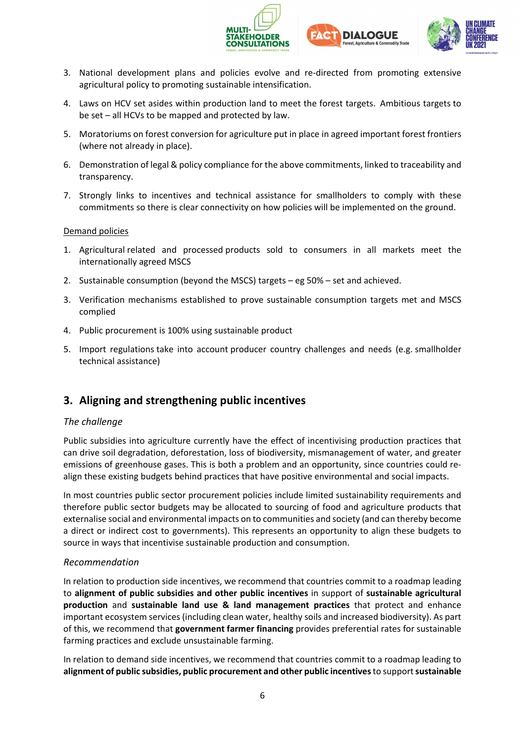3. National development plans and policies evolve and re-directed from promoting extensive agricultural policy to promoting sustainable intensification.
4. Laws on HCV set asides within production land to meet the forest targets. Ambitious targets to be set – all HCVs to be mapped and protected by law.
5. Moratoriums on forest conversion for agriculture put in place in agreed important forest frontiers (where not already in place).
6. Demonstration of legal & policy compliance for the above commitments, linked to traceability and transparency.
7. Strongly links to incentives and technical assistance for smallholders to comply with these commitments so there is clear connectivity on how policies will be implemented on the ground.

<u>Demand policies</u>

1. Agricultural related and processed products sold to consumers in all markets meet the internationally agreed MSCS
2. Sustainable consumption (beyond the MSCS) targets – eg 50% – set and achieved.
3. Verification mechanisms established to prove sustainable consumption targets met and MSCS complied
4. Public procurement is 100% using sustainable product
5. Import regulations take into account producer country challenges and needs (e.g. smallholder technical assistance)

## 3. Aligning and strengthening public incentives

*The challenge*

Public subsidies into agriculture currently have the effect of incentivising production practices that can drive soil degradation, deforestation, loss of biodiversity, mismanagement of water, and greater emissions of greenhouse gases. This is both a problem and an opportunity, since countries could re-align these existing budgets behind practices that have positive environmental and social impacts.

In most countries public sector procurement policies include limited sustainability requirements and therefore public sector budgets may be allocated to sourcing of food and agriculture products that externalise social and environmental impacts on to communities and society (and can thereby become a direct or indirect cost to governments). This represents an opportunity to align these budgets to source in ways that incentivise sustainable production and consumption.

*Recommendation*

In relation to production side incentives, we recommend that countries commit to a roadmap leading to **alignment of public subsidies and other public incentives** in support of **sustainable agricultural production** and **sustainable land use & land management practices** that protect and enhance important ecosystem services (including clean water, healthy soils and increased biodiversity). As part of this, we recommend that **government farmer financing** provides preferential rates for sustainable farming practices and exclude unsustainable farming.

In relation to demand side incentives, we recommend that countries commit to a roadmap leading to **alignment of public subsidies, public procurement and other public incentives** to support **sustainable**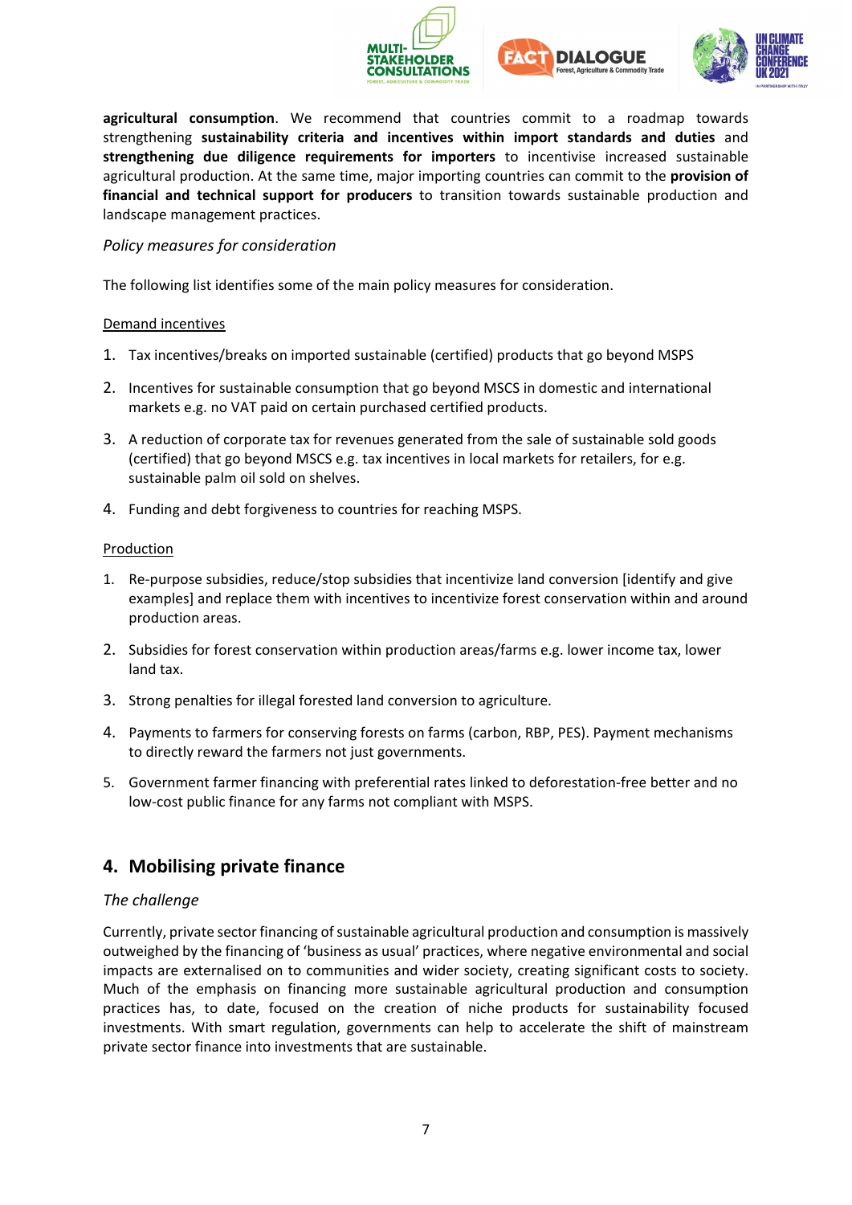**agricultural consumption**. We recommend that countries commit to a roadmap towards strengthening **sustainability criteria and incentives within import standards and duties** and **strengthening due diligence requirements for importers** to incentivise increased sustainable agricultural production. At the same time, major importing countries can commit to the **provision of financial and technical support for producers** to transition towards sustainable production and landscape management practices.

*Policy measures for consideration*

The following list identifies some of the main policy measures for consideration.

Demand incentives

1. Tax incentives/breaks on imported sustainable (certified) products that go beyond MSPS
2. Incentives for sustainable consumption that go beyond MSCS in domestic and international markets e.g. no VAT paid on certain purchased certified products.
3. A reduction of corporate tax for revenues generated from the sale of sustainable sold goods (certified) that go beyond MSCS e.g. tax incentives in local markets for retailers, for e.g. sustainable palm oil sold on shelves.
4. Funding and debt forgiveness to countries for reaching MSPS.

Production

1. Re-purpose subsidies, reduce/stop subsidies that incentivize land conversion [identify and give examples] and replace them with incentives to incentivize forest conservation within and around production areas.
2. Subsidies for forest conservation within production areas/farms e.g. lower income tax, lower land tax.
3. Strong penalties for illegal forested land conversion to agriculture.
4. Payments to farmers for conserving forests on farms (carbon, RBP, PES). Payment mechanisms to directly reward the farmers not just governments.
5. Government farmer financing with preferential rates linked to deforestation-free better and no low-cost public finance for any farms not compliant with MSPS.

## 4. Mobilising private finance

*The challenge*

Currently, private sector financing of sustainable agricultural production and consumption is massively outweighed by the financing of 'business as usual' practices, where negative environmental and social impacts are externalised on to communities and wider society, creating significant costs to society. Much of the emphasis on financing more sustainable agricultural production and consumption practices has, to date, focused on the creation of niche products for sustainability focused investments. With smart regulation, governments can help to accelerate the shift of mainstream private sector finance into investments that are sustainable.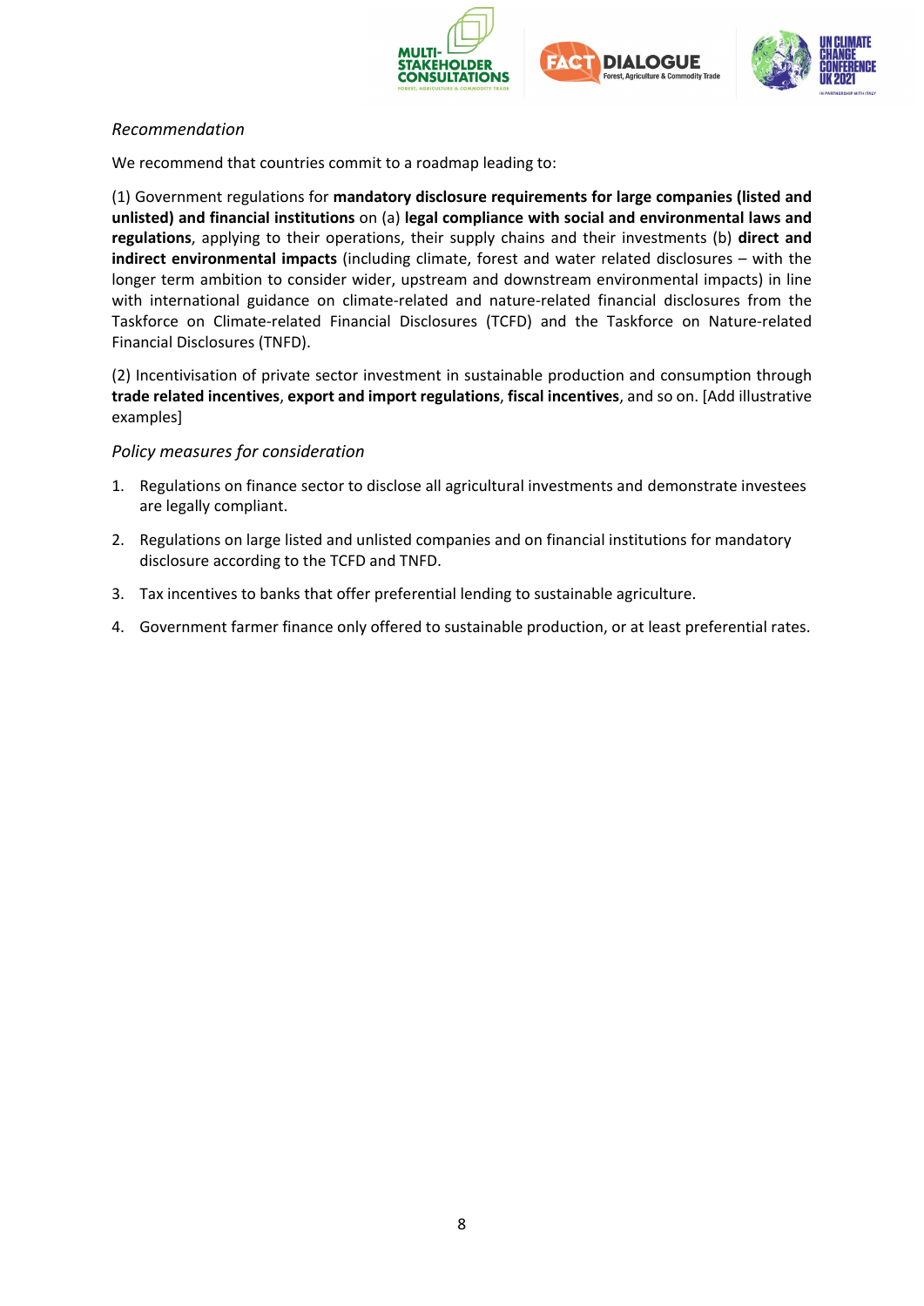*Recommendation*

We recommend that countries commit to a roadmap leading to:

(1) Government regulations for **mandatory disclosure requirements for large companies (listed and unlisted) and financial institutions** on (a) **legal compliance with social and environmental laws and regulations**, applying to their operations, their supply chains and their investments (b) **direct and indirect environmental impacts** (including climate, forest and water related disclosures – with the longer term ambition to consider wider, upstream and downstream environmental impacts) in line with international guidance on climate-related and nature-related financial disclosures from the Taskforce on Climate-related Financial Disclosures (TCFD) and the Taskforce on Nature-related Financial Disclosures (TNFD).

(2) Incentivisation of private sector investment in sustainable production and consumption through **trade related incentives**, **export and import regulations**, **fiscal incentives**, and so on. [Add illustrative examples]

*Policy measures for consideration*

1. Regulations on finance sector to disclose all agricultural investments and demonstrate investees are legally compliant.
2. Regulations on large listed and unlisted companies and on financial institutions for mandatory disclosure according to the TCFD and TNFD.
3. Tax incentives to banks that offer preferential lending to sustainable agriculture.
4. Government farmer finance only offered to sustainable production, or at least preferential rates.